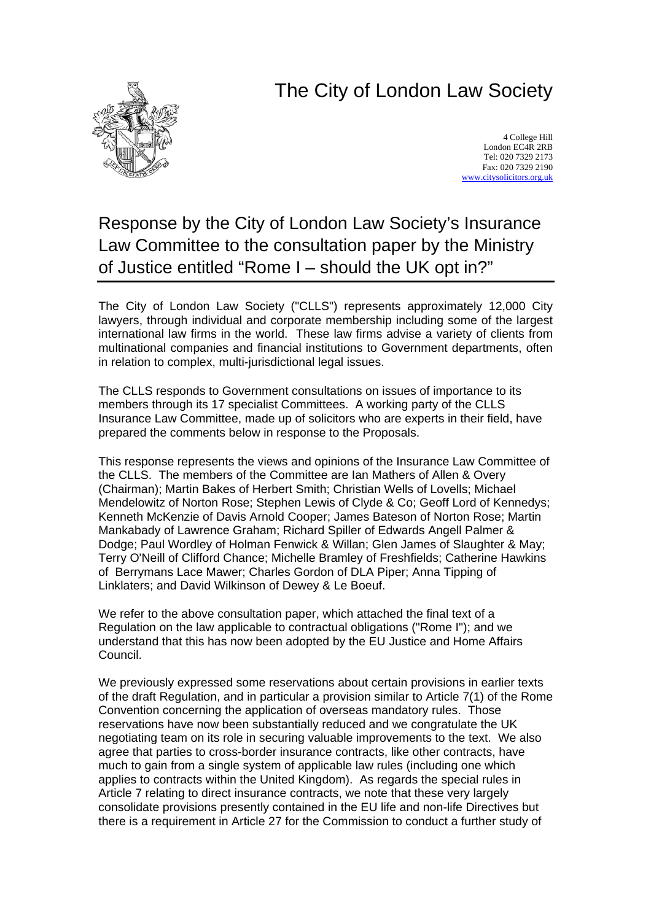# The City of London Law Society

4 College Hill
London EC4R 2RB
Tel: 020 7329 2173
Fax: 020 7329 2190
www.citysolicitors.org.uk

## Response by the City of London Law Society's Insurance Law Committee to the consultation paper by the Ministry of Justice entitled "Rome I – should the UK opt in?"

The City of London Law Society ("CLLS") represents approximately 12,000 City lawyers, through individual and corporate membership including some of the largest international law firms in the world. These law firms advise a variety of clients from multinational companies and financial institutions to Government departments, often in relation to complex, multi-jurisdictional legal issues.

The CLLS responds to Government consultations on issues of importance to its members through its 17 specialist Committees. A working party of the CLLS Insurance Law Committee, made up of solicitors who are experts in their field, have prepared the comments below in response to the Proposals.

This response represents the views and opinions of the Insurance Law Committee of the CLLS. The members of the Committee are Ian Mathers of Allen & Overy (Chairman); Martin Bakes of Herbert Smith; Christian Wells of Lovells; Michael Mendelowitz of Norton Rose; Stephen Lewis of Clyde & Co; Geoff Lord of Kennedys; Kenneth McKenzie of Davis Arnold Cooper; James Bateson of Norton Rose; Martin Mankabady of Lawrence Graham; Richard Spiller of Edwards Angell Palmer & Dodge; Paul Wordley of Holman Fenwick & Willan; Glen James of Slaughter & May; Terry O'Neill of Clifford Chance; Michelle Bramley of Freshfields; Catherine Hawkins of Berrymans Lace Mawer; Charles Gordon of DLA Piper; Anna Tipping of Linklaters; and David Wilkinson of Dewey & Le Boeuf.

We refer to the above consultation paper, which attached the final text of a Regulation on the law applicable to contractual obligations ("Rome I"); and we understand that this has now been adopted by the EU Justice and Home Affairs Council.

We previously expressed some reservations about certain provisions in earlier texts of the draft Regulation, and in particular a provision similar to Article 7(1) of the Rome Convention concerning the application of overseas mandatory rules. Those reservations have now been substantially reduced and we congratulate the UK negotiating team on its role in securing valuable improvements to the text. We also agree that parties to cross-border insurance contracts, like other contracts, have much to gain from a single system of applicable law rules (including one which applies to contracts within the United Kingdom). As regards the special rules in Article 7 relating to direct insurance contracts, we note that these very largely consolidate provisions presently contained in the EU life and non-life Directives but there is a requirement in Article 27 for the Commission to conduct a further study of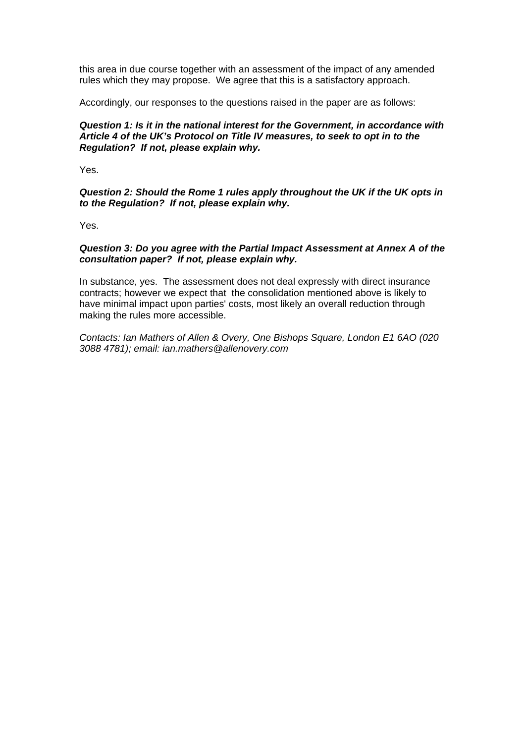this area in due course together with an assessment of the impact of any amended rules which they may propose. We agree that this is a satisfactory approach.

Accordingly, our responses to the questions raised in the paper are as follows:

***Question 1: Is it in the national interest for the Government, in accordance with Article 4 of the UK's Protocol on Title IV measures, to seek to opt in to the Regulation? If not, please explain why.***

Yes.

***Question 2: Should the Rome 1 rules apply throughout the UK if the UK opts in to the Regulation? If not, please explain why.***

Yes.

***Question 3: Do you agree with the Partial Impact Assessment at Annex A of the consultation paper? If not, please explain why.***

In substance, yes. The assessment does not deal expressly with direct insurance contracts; however we expect that the consolidation mentioned above is likely to have minimal impact upon parties' costs, most likely an overall reduction through making the rules more accessible.

*Contacts: Ian Mathers of Allen & Overy, One Bishops Square, London E1 6AO (020 3088 4781); email: ian.mathers@allenovery.com*